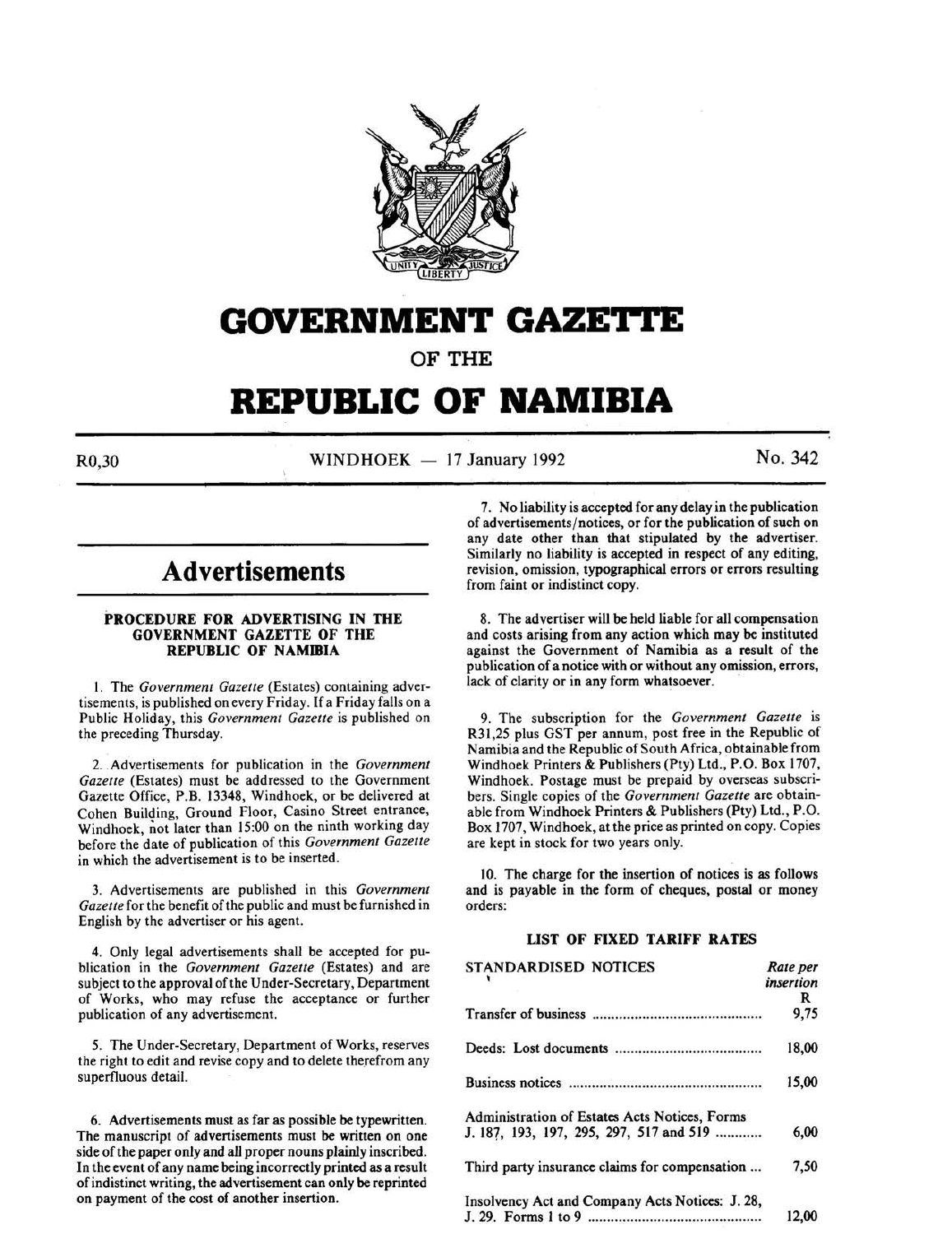# GOVERNMENT GAZETTE

OF THE

# REPUBLIC OF NAMIBIA

R0,30 WINDHOEK — 17 January 1992 No. 342

## Advertisements

### PROCEDURE FOR ADVERTISING IN THE GOVERNMENT GAZETTE OF THE REPUBLIC OF NAMIBIA

1. The *Government Gazette* (Estates) containing advertisements, is published on every Friday. If a Friday falls on a Public Holiday, this *Government Gazette* is published on the preceding Thursday.

2. Advertisements for publication in the *Government Gazette* (Estates) must be addressed to the Government Gazette Office, P.B. 13348, Windhoek, or be delivered at Cohen Building, Ground Floor, Casino Street entrance, Windhoek, not later than 15:00 on the ninth working day before the date of publication of this *Government Gazette* in which the advertisement is to be inserted.

3. Advertisements are published in this *Government Gazette* for the benefit of the public and must be furnished in English by the advertiser or his agent.

4. Only legal advertisements shall be accepted for publication in the *Government Gazette* (Estates) and are subject to the approval of the Under-Secretary, Department of Works, who may refuse the acceptance or further publication of any advertisement.

5. The Under-Secretary, Department of Works, reserves the right to edit and revise copy and to delete therefrom any superfluous detail.

6. Advertisements must as far as possible be typewritten. The manuscript of advertisements must be written on one side of the paper only and all proper nouns plainly inscribed. In the event of any name being incorrectly printed as a result of indistinct writing, the advertisement can only be reprinted on payment of the cost of another insertion.

7. No liability is accepted for any delay in the publication of advertisements/notices, or for the publication of such on any date other than that stipulated by the advertiser. Similarly no liability is accepted in respect of any editing, revision, omission, typographical errors or errors resulting from faint or indistinct copy.

8. The advertiser will be held liable for all compensation and costs arising from any action which may be instituted against the Government of Namibia as a result of the publication of a notice with or without any omission, errors, lack of clarity or in any form whatsoever.

9. The subscription for the *Government Gazette* is R31,25 plus GST per annum, post free in the Republic of Namibia and the Republic of South Africa, obtainable from Windhoek Printers & Publishers (Pty) Ltd., P.O. Box 1707, Windhoek. Postage must be prepaid by overseas subscribers. Single copies of the *Government Gazette* are obtainable from Windhoek Printers & Publishers (Pty) Ltd., P.O. Box 1707, Windhoek, at the price as printed on copy. Copies are kept in stock for two years only.

10. The charge for the insertion of notices is as follows and is payable in the form of cheques, postal or money orders:

### LIST OF FIXED TARIFF RATES

| STANDARDISED NOTICES | *Rate per insertion* R |
|---|---|
| Transfer of business | 9,75 |
| Deeds: Lost documents | 18,00 |
| Business notices | 15,00 |
| Administration of Estates Acts Notices, Forms J. 187, 193, 197, 295, 297, 517 and 519 | 6,00 |
| Third party insurance claims for compensation | 7,50 |
| Insolvency Act and Company Acts Notices: J. 28, J. 29. Forms 1 to 9 | 12,00 |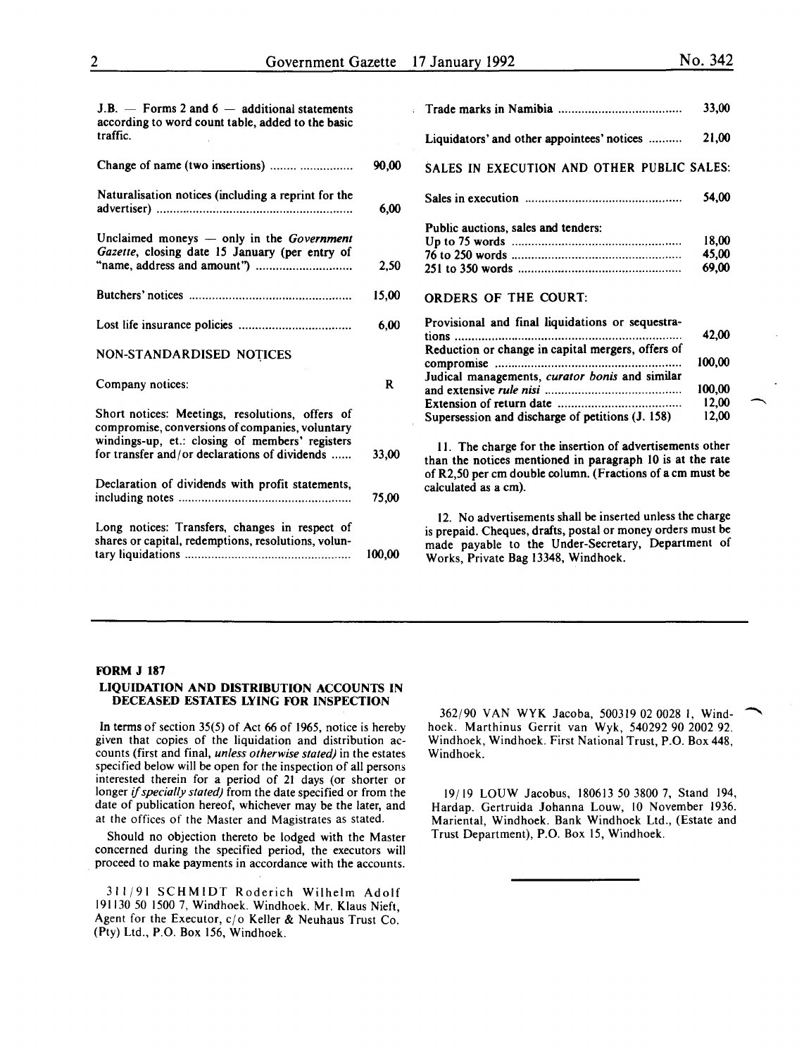J.B. — Forms 2 and 6 — additional statements according to word count table, added to the basic traffic.

| | |
|---|---|
| Change of name (two insertions) | 90,00 |
| Naturalisation notices (including a reprint for the advertiser) | 6,00 |
| Unclaimed moneys — only in the *Government Gazette*, closing date 15 January (per entry of "name, address and amount") | 2,50 |
| Butchers' notices | 15,00 |
| Lost life insurance policies | 6,00 |

NON-STANDARDISED NOTICES

| | |
|---|---|
| Company notices: | R |
| Short notices: Meetings, resolutions, offers of compromise, conversions of companies, voluntary windings-up, et.: closing of members' registers for transfer and/or declarations of dividends | 33,00 |
| Declaration of dividends with profit statements, including notes | 75,00 |
| Long notices: Transfers, changes in respect of shares or capital, redemptions, resolutions, voluntary liquidations | 100,00 |
| Trade marks in Namibia | 33,00 |
| Liquidators' and other appointees' notices | 21,00 |

SALES IN EXECUTION AND OTHER PUBLIC SALES:

| | |
|---|---|
| Sales in execution | 54,00 |
| Public auctions, sales and tenders: | |
| Up to 75 words | 18,00 |
| 76 to 250 words | 45,00 |
| 251 to 350 words | 69,00 |

ORDERS OF THE COURT:

| | |
|---|---|
| Provisional and final liquidations or sequestrations | 42,00 |
| Reduction or change in capital mergers, offers of compromise | 100,00 |
| Judical managements, *curator bonis* and similar and extensive *rule nisi* | 100,00 |
| Extension of return date | 12,00 |
| Supersession and discharge of petitions (J. 158) | 12,00 |

11. The charge for the insertion of advertisements other than the notices mentioned in paragraph 10 is at the rate of R2,50 per cm double column. (Fractions of a cm must be calculated as a cm).

12. No advertisements shall be inserted unless the charge is prepaid. Cheques, drafts, postal or money orders must be made payable to the Under-Secretary, Department of Works, Private Bag 13348, Windhoek.

---

**FORM J 187**

**LIQUIDATION AND DISTRIBUTION ACCOUNTS IN DECEASED ESTATES LYING FOR INSPECTION**

In terms of section 35(5) of Act 66 of 1965, notice is hereby given that copies of the liquidation and distribution accounts (first and final, *unless otherwise stated)* in the estates specified below will be open for the inspection of all persons interested therein for a period of 21 days (or shorter or longer *if specially stated)* from the date specified or from the date of publication hereof, whichever may be the later, and at the offices of the Master and Magistrates as stated.

Should no objection thereto be lodged with the Master concerned during the specified period, the executors will proceed to make payments in accordance with the accounts.

311/91 SCHMIDT Roderich Wilhelm Adolf 191130 50 1500 7, Windhoek. Windhoek. Mr. Klaus Nieft, Agent for the Executor, c/o Keller & Neuhaus Trust Co. (Pty) Ltd., P.O. Box 156, Windhoek.

362/90 VAN WYK Jacoba, 500319 02 0028 1, Windhoek. Marthinus Gerrit van Wyk, 540292 90 2002 92. Windhoek, Windhoek. First National Trust, P.O. Box 448, Windhoek.

19/19 LOUW Jacobus, 180613 50 3800 7, Stand 194, Hardap. Gertruida Johanna Louw, 10 November 1936. Mariental, Windhoek. Bank Windhoek Ltd., (Estate and Trust Department), P.O. Box 15, Windhoek.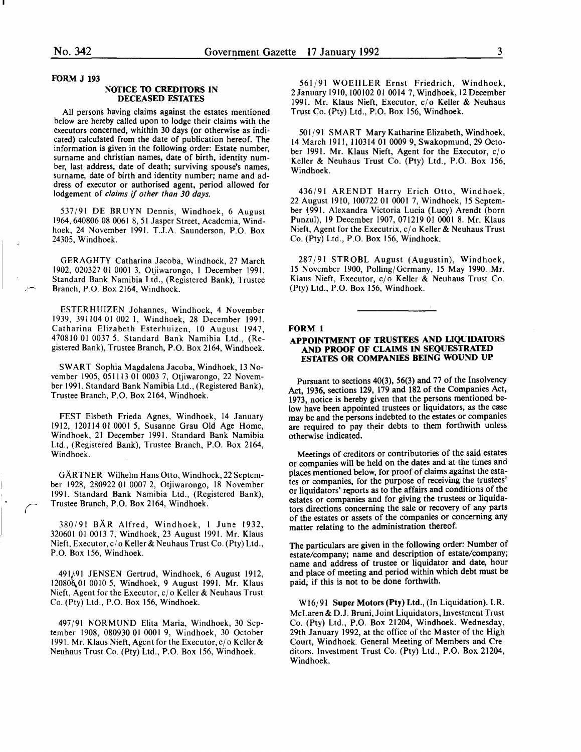**FORM J 193**

### NOTICE TO CREDITORS IN DECEASED ESTATES

All persons having claims against the estates mentioned below are hereby called upon to lodge their claims with the executors concerned, whithin 30 days (or otherwise as indicated) calculated from the date of publication hereof. The information is given in the following order: Estate number, surname and christian names, date of birth, identity number, last address, date of death; surviving spouse's names, surname, date of birth and identity number; name and address of executor or authorised agent, period allowed for lodgement of *claims if other than 30 days.*

537/91 DE BRUYN Dennis, Windhoek, 6 August 1964, 640806 08 0061 8, 51 Jasper Street, Academia, Windhoek, 24 November 1991. T.J.A. Saunderson, P.O. Box 24305, Windhoek.

GERAGHTY Catharina Jacoba, Windhoek, 27 March 1902, 020327 01 0001 3, Otjiwarongo, 1 December 1991. Standard Bank Namibia Ltd., (Registered Bank), Trustee Branch, P.O. Box 2164, Windhoek.

ESTERHUIZEN Johannes, Windhoek, 4 November 1939, 391104 01 002 1, Windhoek, 28 December 1991. Catharina Elizabeth Esterhuizen, 10 August 1947, 470810 01 0037 5. Standard Bank Namibia Ltd., (Registered Bank), Trustee Branch, P.O. Box 2164, Windhoek.

SWART Sophia Magdalena Jacoba, Windhoek, 13 November 1905, 051113 01 0003 7, Otjiwarongo, 22 November 1991. Standard Bank Namibia Ltd., (Registered Bank), Trustee Branch, P.O. Box 2164, Windhoek.

FEST Elsbeth Frieda Agnes, Windhoek, 14 January 1912, 120114 01 0001 5, Susanne Grau Old Age Home, Windhoek, 21 December 1991. Standard Bank Namibia Ltd., (Registered Bank), Trustee Branch, P.O. Box 2164, Windhoek.

GÄRTNER Wilhelm Hans Otto, Windhoek, 22 September 1928, 280922 01 0007 2, Otjiwarongo, 18 November 1991. Standard Bank Namibia Ltd., (Registered Bank), Trustee Branch, P.O. Box 2164, Windhoek.

380/91 BÄR Alfred, Windhoek, 1 June 1932, 320601 01 0013 7, Windhoek, 23 August 1991. Mr. Klaus Nieft, Executor, c/o Keller & Neuhaus Trust Co. (Pty) Ltd., P.O. Box 156, Windhoek.

491/91 JENSEN Gertrud, Windhoek, 6 August 1912, 120806 01 0010 5, Windhoek, 9 August 1991. Mr. Klaus Nieft, Agent for the Executor, c/o Keller & Neuhaus Trust Co. (Pty) Ltd., P.O. Box 156, Windhoek.

497/91 NORMUND Elita Maria, Windhoek, 30 September 1908, 080930 01 0001 9, Windhoek, 30 October 1991. Mr. Klaus Nieft, Agent for the Executor, c/o Keller & Neuhaus Trust Co. (Pty) Ltd., P.O. Box 156, Windhoek.

561/91 WOEHLER Ernst Friedrich, Windhoek, 2 January 1910, 100102 01 0014 7, Windhoek, 12 December 1991. Mr. Klaus Nieft, Executor, c/o Keller & Neuhaus Trust Co. (Pty) Ltd., P.O. Box 156, Windhoek.

501/91 SMART Mary Katharine Elizabeth, Windhoek, 14 March 1911, 110314 01 0009 9, Swakopmund, 29 October 1991. Mr. Klaus Nieft, Agent for the Executor, c/o Keller & Neuhaus Trust Co. (Pty) Ltd., P.O. Box 156, Windhoek.

436/91 ARENDT Harry Erich Otto, Windhoek, 22 August 1910, 100722 01 0001 7, Windhoek, 15 September 1991. Alexandra Victoria Lucia (Lucy) Arendt (born Punzul), 19 December 1907, 071219 01 0001 8. Mr. Klaus Nieft, Agent for the Executrix, c/o Keller & Neuhaus Trust Co. (Pty) Ltd., P.O. Box 156, Windhoek.

287/91 STROBL August (Augustin), Windhoek, 15 November 1900, Polling/Germany, 15 May 1990. Mr. Klaus Nieft, Executor, c/o Keller & Neuhaus Trust Co. (Pty) Ltd., P.O. Box 156, Windhoek.

---

**FORM 1**

### APPOINTMENT OF TRUSTEES AND LIQUIDATORS AND PROOF OF CLAIMS IN SEQUESTRATED ESTATES OR COMPANIES BEING WOUND UP

Pursuant to sections 40(3), 56(3) and 77 of the Insolvency Act, 1936, sections 129, 179 and 182 of the Companies Act, 1973, notice is hereby given that the persons mentioned below have been appointed trustees or liquidators, as the case may be and the persons indebted to the estates or companies are required to pay their debts to them forthwith unless otherwise indicated.

Meetings of creditors or contributories of the said estates or companies will be held on the dates and at the times and places mentioned below, for proof of claims against the estates or companies, for the purpose of receiving the trustees' or liquidators' reports as to the affairs and conditions of the estates or companies and for giving the trustees or liquidators directions concerning the sale or recovery of any parts of the estates or assets of the companies or concerning any matter relating to the administration thereof.

The particulars are given in the following order: Number of estate/company; name and description of estate/company; name and address of trustee or liquidator and date, hour and place of meeting and period within which debt must be paid, if this is not to be done forthwith.

W16/91 **Super Motors (Pty) Ltd.**, (In Liquidation). I.R. McLaren & D.J. Bruni, Joint Liquidators, Investment Trust Co. (Pty) Ltd., P.O. Box 21204, Windhoek. Wednesday, 29th January 1992, at the office of the Master of the High Court, Windhoek. General Meeting of Members and Creditors. Investment Trust Co. (Pty) Ltd., P.O. Box 21204, Windhoek.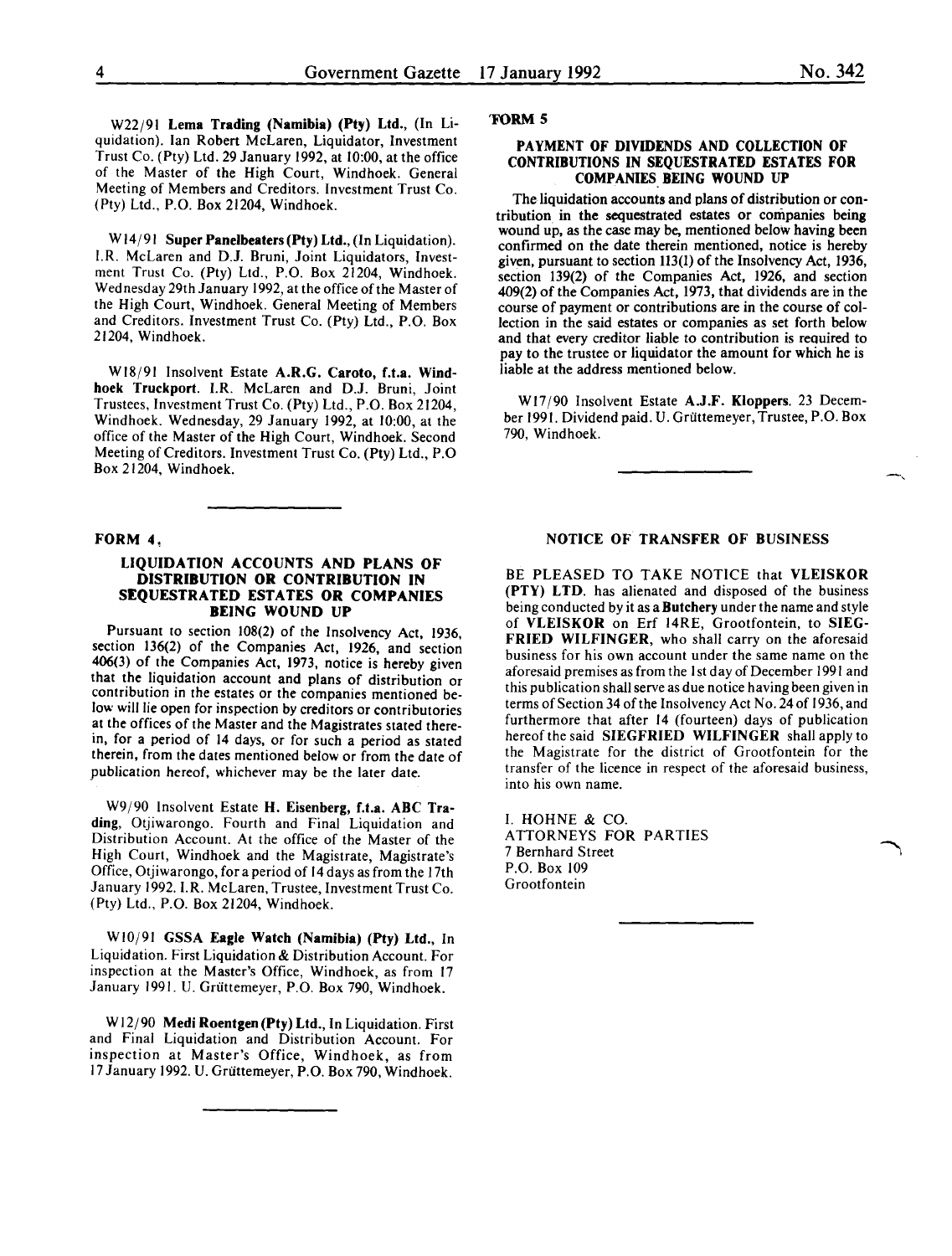W22/91 **Lema Trading (Namibia) (Pty) Ltd.**, (In Liquidation). Ian Robert McLaren, Liquidator, Investment Trust Co. (Pty) Ltd. 29 January 1992, at 10:00, at the office of the Master of the High Court, Windhoek. General Meeting of Members and Creditors. Investment Trust Co. (Pty) Ltd., P.O. Box 21204, Windhoek.

W14/91 **Super Panelbeaters (Pty) Ltd.**, (In Liquidation). I.R. McLaren and D.J. Bruni, Joint Liquidators, Investment Trust Co. (Pty) Ltd., P.O. Box 21204, Windhoek. Wednesday 29th January 1992, at the office of the Master of the High Court, Windhoek. General Meeting of Members and Creditors. Investment Trust Co. (Pty) Ltd., P.O. Box 21204, Windhoek.

W18/91 Insolvent Estate **A.R.G. Caroto, f.t.a. Windhoek Truckport.** I.R. McLaren and D.J. Bruni, Joint Trustees, Investment Trust Co. (Pty) Ltd., P.O. Box 21204, Windhoek. Wednesday, 29 January 1992, at 10:00, at the office of the Master of the High Court, Windhoek. Second Meeting of Creditors. Investment Trust Co. (Pty) Ltd., P.O Box 21204, Windhoek.

## FORM 4,

### LIQUIDATION ACCOUNTS AND PLANS OF DISTRIBUTION OR CONTRIBUTION IN SEQUESTRATED ESTATES OR COMPANIES BEING WOUND UP

Pursuant to section 108(2) of the Insolvency Act, 1936, section 136(2) of the Companies Act, 1926, and section 406(3) of the Companies Act, 1973, notice is hereby given that the liquidation account and plans of distribution or contribution in the estates or the companies mentioned below will lie open for inspection by creditors or contributories at the offices of the Master and the Magistrates stated therein, for a period of 14 days, or for such a period as stated therein, from the dates mentioned below or from the date of publication hereof, whichever may be the later date.

W9/90 Insolvent Estate **H. Eisenberg, f.t.a. ABC Trading**, Otjiwarongo. Fourth and Final Liquidation and Distribution Account. At the office of the Master of the High Court, Windhoek and the Magistrate, Magistrate's Office, Otjiwarongo, for a period of 14 days as from the 17th January 1992. I.R. McLaren, Trustee, Investment Trust Co. (Pty) Ltd., P.O. Box 21204, Windhoek.

W10/91 **GSSA Eagle Watch (Namibia) (Pty) Ltd.**, In Liquidation. First Liquidation & Distribution Account. For inspection at the Master's Office, Windhoek, as from 17 January 1991. U. Grüttemeyer, P.O. Box 790, Windhoek.

W12/90 **Medi Roentgen (Pty) Ltd.**, In Liquidation. First and Final Liquidation and Distribution Account. For inspection at Master's Office, Windhoek, as from 17 January 1992. U. Grüttemeyer, P.O. Box 790, Windhoek.

## FORM 5

### PAYMENT OF DIVIDENDS AND COLLECTION OF CONTRIBUTIONS IN SEQUESTRATED ESTATES FOR COMPANIES BEING WOUND UP

The liquidation accounts and plans of distribution or contribution in the sequestrated estates or companies being wound up, as the case may be, mentioned below having been confirmed on the date therein mentioned, notice is hereby given, pursuant to section 113(1) of the Insolvency Act, 1936, section 139(2) of the Companies Act, 1926, and section 409(2) of the Companies Act, 1973, that dividends are in the course of payment or contributions are in the course of collection in the said estates or companies as set forth below and that every creditor liable to contribution is required to pay to the trustee or liquidator the amount for which he is liable at the address mentioned below.

W17/90 Insolvent Estate **A.J.F. Kloppers.** 23 December 1991. Dividend paid. U. Grüttemeyer, Trustee, P.O. Box 790, Windhoek.

### NOTICE OF TRANSFER OF BUSINESS

BE PLEASED TO TAKE NOTICE that **VLEISKOR (PTY) LTD.** has alienated and disposed of the business being conducted by it as a **Butchery** under the name and style of **VLEISKOR** on Erf 14RE, Grootfontein, to **SIEGFRIED WILFINGER**, who shall carry on the aforesaid business for his own account under the same name on the aforesaid premises as from the 1st day of December 1991 and this publication shall serve as due notice having been given in terms of Section 34 of the Insolvency Act No. 24 of 1936, and furthermore that after 14 (fourteen) days of publication hereof the said **SIEGFRIED WILFINGER** shall apply to the Magistrate for the district of Grootfontein for the transfer of the licence in respect of the aforesaid business, into his own name.

I. HOHNE & CO.
ATTORNEYS FOR PARTIES
7 Bernhard Street
P.O. Box 109
Grootfontein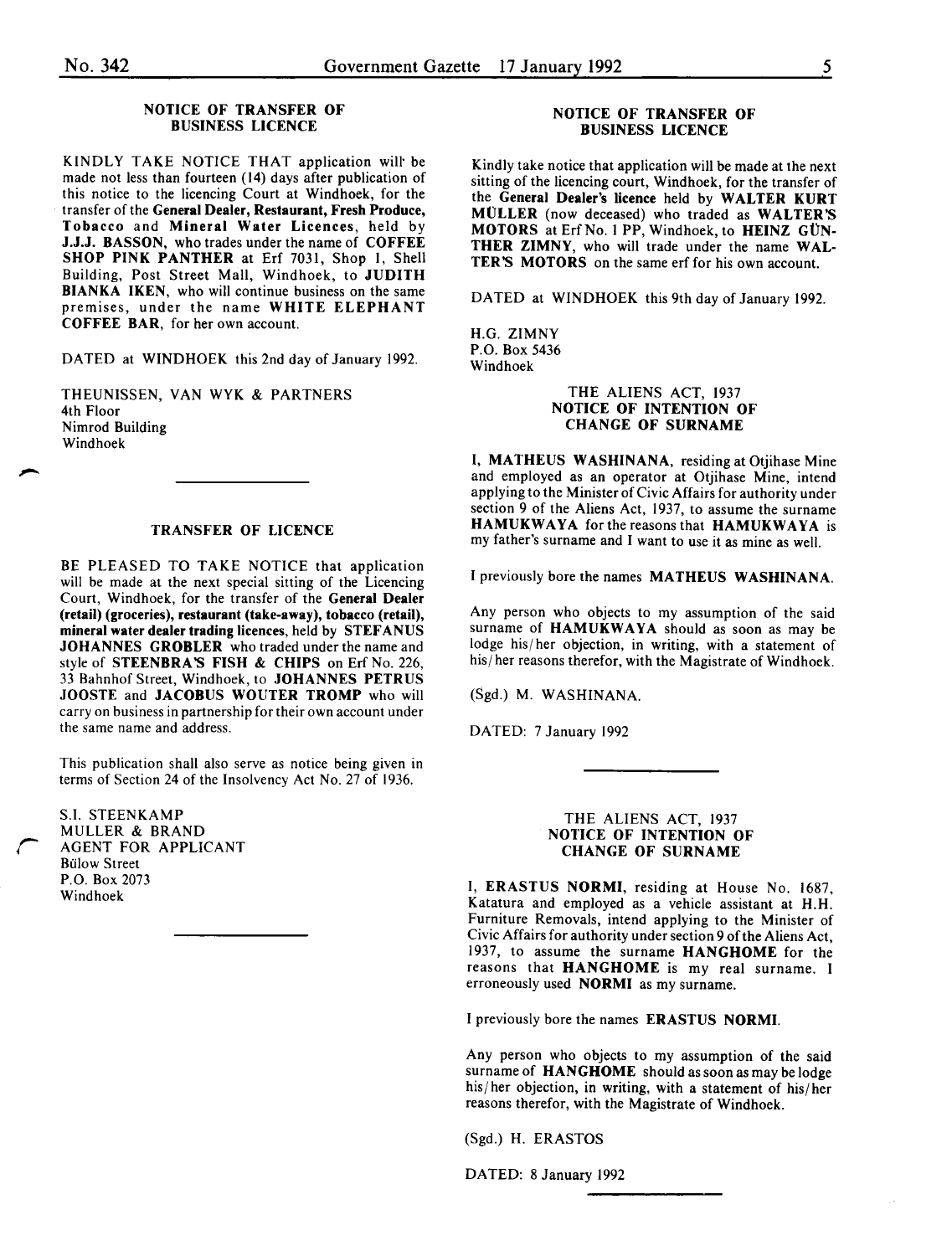## NOTICE OF TRANSFER OF BUSINESS LICENCE

KINDLY TAKE NOTICE THAT application will be made not less than fourteen (14) days after publication of this notice to the licencing Court at Windhoek, for the transfer of the **General Dealer, Restaurant, Fresh Produce, Tobacco** and **Mineral Water Licences**, held by **J.J.J. BASSON**, who trades under the name of **COFFEE SHOP PINK PANTHER** at Erf 7031, Shop 1, Shell Building, Post Street Mall, Windhoek, to **JUDITH BIANKA IKEN**, who will continue business on the same premises, under the name **WHITE ELEPHANT COFFEE BAR**, for her own account.

DATED at WINDHOEK this 2nd day of January 1992.

THEUNISSEN, VAN WYK & PARTNERS
4th Floor
Nimrod Building
Windhoek

## TRANSFER OF LICENCE

BE PLEASED TO TAKE NOTICE that application will be made at the next special sitting of the Licencing Court, Windhoek, for the transfer of the **General Dealer (retail) (groceries), restaurant (take-away), tobacco (retail), mineral water dealer trading licences**, held by **STEFANUS JOHANNES GROBLER** who traded under the name and style of **STEENBRA'S FISH & CHIPS** on Erf No. 226, 33 Bahnhof Street, Windhoek, to **JOHANNES PETRUS JOOSTE** and **JACOBUS WOUTER TROMP** who will carry on business in partnership for their own account under the same name and address.

This publication shall also serve as notice being given in terms of Section 24 of the Insolvency Act No. 27 of 1936.

S.I. STEENKAMP
MULLER & BRAND
AGENT FOR APPLICANT
Bülow Street
P.O. Box 2073
Windhoek

## NOTICE OF TRANSFER OF BUSINESS LICENCE

Kindly take notice that application will be made at the next sitting of the licencing court, Windhoek, for the transfer of the **General Dealer's licence** held by **WALTER KURT MÜLLER** (now deceased) who traded as **WALTER'S MOTORS** at Erf No. 1 PP, Windhoek, to **HEINZ GÜNTHER ZIMNY**, who will trade under the name **WALTER'S MOTORS** on the same erf for his own account.

DATED at WINDHOEK this 9th day of January 1992.

H.G. ZIMNY
P.O. Box 5436
Windhoek

## THE ALIENS ACT, 1937
## NOTICE OF INTENTION OF CHANGE OF SURNAME

I, **MATHEUS WASHINANA**, residing at Otjihase Mine and employed as an operator at Otjihase Mine, intend applying to the Minister of Civic Affairs for authority under section 9 of the Aliens Act, 1937, to assume the surname **HAMUKWAYA** for the reasons that **HAMUKWAYA** is my father's surname and I want to use it as mine as well.

I previously bore the names **MATHEUS WASHINANA**.

Any person who objects to my assumption of the said surname of **HAMUKWAYA** should as soon as may be lodge his/her objection, in writing, with a statement of his/her reasons therefor, with the Magistrate of Windhoek.

(Sgd.) M. WASHINANA.

DATED: 7 January 1992

## THE ALIENS ACT, 1937
## NOTICE OF INTENTION OF CHANGE OF SURNAME

I, **ERASTUS NORMI**, residing at House No. 1687, Katatura and employed as a vehicle assistant at H.H. Furniture Removals, intend applying to the Minister of Civic Affairs for authority under section 9 of the Aliens Act, 1937, to assume the surname **HANGHOME** for the reasons that **HANGHOME** is my real surname. I erroneously used **NORMI** as my surname.

I previously bore the names **ERASTUS NORMI**.

Any person who objects to my assumption of the said surname of **HANGHOME** should as soon as may be lodge his/her objection, in writing, with a statement of his/her reasons therefor, with the Magistrate of Windhoek.

(Sgd.) H. ERASTOS

DATED: 8 January 1992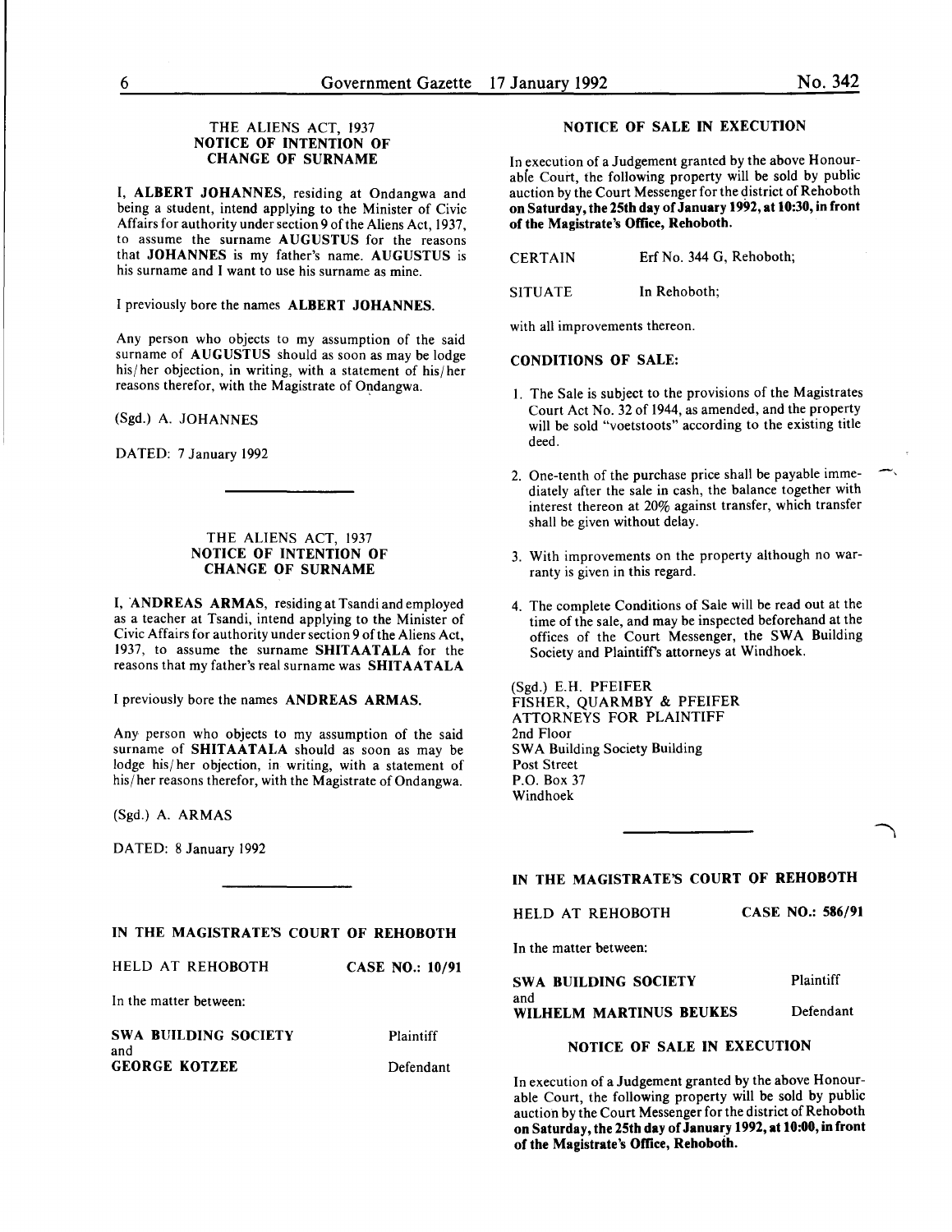### THE ALIENS ACT, 1937
### NOTICE OF INTENTION OF CHANGE OF SURNAME

I, **ALBERT JOHANNES**, residing at Ondangwa and being a student, intend applying to the Minister of Civic Affairs for authority under section 9 of the Aliens Act, 1937, to assume the surname **AUGUSTUS** for the reasons that **JOHANNES** is my father's name. **AUGUSTUS** is his surname and I want to use his surname as mine.

I previously bore the names **ALBERT JOHANNES.**

Any person who objects to my assumption of the said surname of **AUGUSTUS** should as soon as may be lodge his/her objection, in writing, with a statement of his/her reasons therefor, with the Magistrate of Ondangwa.

(Sgd.) A. JOHANNES

DATED: 7 January 1992

---

### THE ALIENS ACT, 1937
### NOTICE OF INTENTION OF CHANGE OF SURNAME

I, **ANDREAS ARMAS**, residing at Tsandi and employed as a teacher at Tsandi, intend applying to the Minister of Civic Affairs for authority under section 9 of the Aliens Act, 1937, to assume the surname **SHITAATALA** for the reasons that my father's real surname was **SHITAATALA**

I previously bore the names **ANDREAS ARMAS.**

Any person who objects to my assumption of the said surname of **SHITAATALA** should as soon as may be lodge his/her objection, in writing, with a statement of his/her reasons therefor, with the Magistrate of Ondangwa.

(Sgd.) A. ARMAS

DATED: 8 January 1992

---

### IN THE MAGISTRATE'S COURT OF REHOBOTH

HELD AT REHOBOTH — **CASE NO.: 10/91**

In the matter between:

**SWA BUILDING SOCIETY** — Plaintiff
and
**GEORGE KOTZEE** — Defendant

### NOTICE OF SALE IN EXECUTION

In execution of a Judgement granted by the above Honourable Court, the following property will be sold by public auction by the Court Messenger for the district of Rehoboth **on Saturday, the 25th day of January 1992, at 10:30, in front of the Magistrate's Office, Rehoboth.**

CERTAIN — Erf No. 344 G, Rehoboth;

SITUATE — In Rehoboth;

with all improvements thereon.

**CONDITIONS OF SALE:**

1. The Sale is subject to the provisions of the Magistrates Court Act No. 32 of 1944, as amended, and the property will be sold "voetstoots" according to the existing title deed.
2. One-tenth of the purchase price shall be payable immediately after the sale in cash, the balance together with interest thereon at 20% against transfer, which transfer shall be given without delay.
3. With improvements on the property although no warranty is given in this regard.
4. The complete Conditions of Sale will be read out at the time of the sale, and may be inspected beforehand at the offices of the Court Messenger, the SWA Building Society and Plaintiff's attorneys at Windhoek.

(Sgd.) E.H. PFEIFER
FISHER, QUARMBY & PFEIFER
ATTORNEYS FOR PLAINTIFF
2nd Floor
SWA Building Society Building
Post Street
P.O. Box 37
Windhoek

---

### IN THE MAGISTRATE'S COURT OF REHOBOTH

HELD AT REHOBOTH — **CASE NO.: 586/91**

In the matter between:

**SWA BUILDING SOCIETY** — Plaintiff
and
**WILHELM MARTINUS BEUKES** — Defendant

### NOTICE OF SALE IN EXECUTION

In execution of a Judgement granted by the above Honourable Court, the following property will be sold by public auction by the Court Messenger for the district of Rehoboth **on Saturday, the 25th day of January 1992, at 10:00, in front of the Magistrate's Office, Rehoboth.**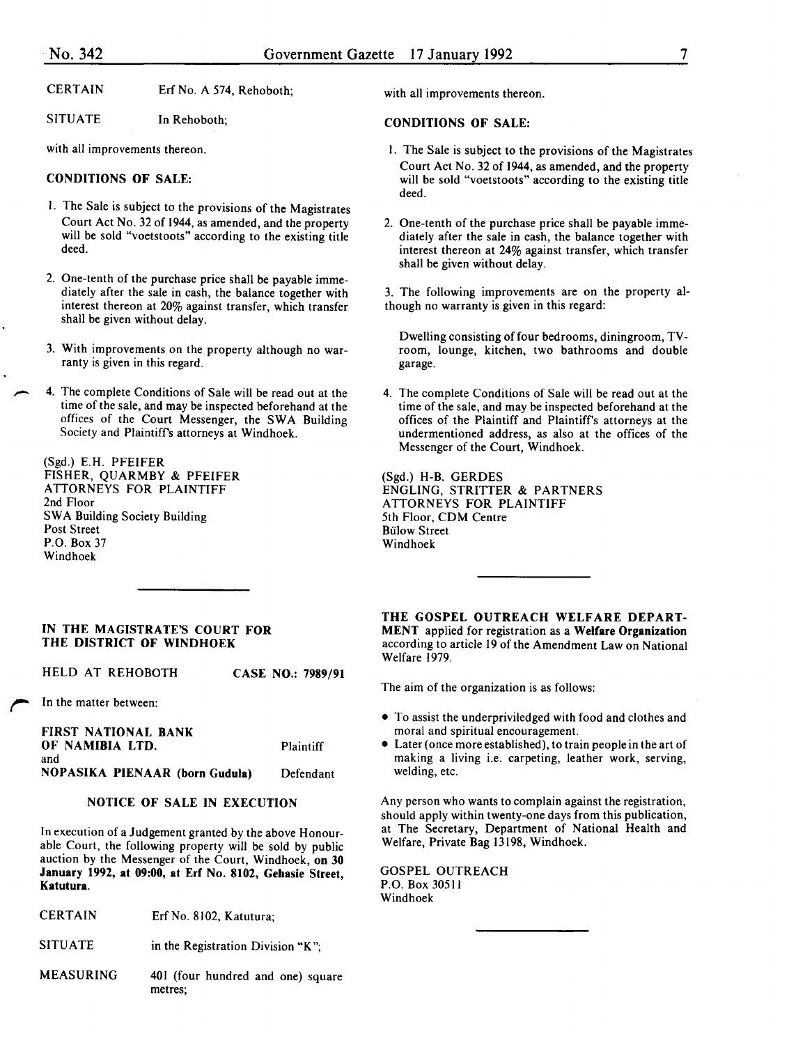| | |
|---|---|
| CERTAIN | Erf No. A 574, Rehoboth; |
| SITUATE | In Rehoboth; |

with all improvements thereon.

**CONDITIONS OF SALE:**

1. The Sale is subject to the provisions of the Magistrates Court Act No. 32 of 1944, as amended, and the property will be sold "voetstoots" according to the existing title deed.

2. One-tenth of the purchase price shall be payable immediately after the sale in cash, the balance together with interest thereon at 20% against transfer, which transfer shall be given without delay.

3. With improvements on the property although no warranty is given in this regard.

4. The complete Conditions of Sale will be read out at the time of the sale, and may be inspected beforehand at the offices of the Court Messenger, the SWA Building Society and Plaintiff's attorneys at Windhoek.

(Sgd.) E.H. PFEIFER
FISHER, QUARMBY & PFEIFER
ATTORNEYS FOR PLAINTIFF
2nd Floor
SWA Building Society Building
Post Street
P.O. Box 37
Windhoek

---

**IN THE MAGISTRATE'S COURT FOR THE DISTRICT OF WINDHOEK**

HELD AT REHOBOTH **CASE NO.: 7989/91**

In the matter between:

| | |
|---|---|
| **FIRST NATIONAL BANK OF NAMIBIA LTD.** | Plaintiff |
| and | |
| **NOPASIKA PIENAAR (born Gudula)** | Defendant |

**NOTICE OF SALE IN EXECUTION**

In execution of a Judgement granted by the above Honourable Court, the following property will be sold by public auction by the Messenger of the Court, Windhoek, **on 30 January 1992, at 09:00, at Erf No. 8102, Gehasie Street, Katutura.**

| | |
|---|---|
| CERTAIN | Erf No. 8102, Katutura; |
| SITUATE | in the Registration Division "K"; |
| MEASURING | 401 (four hundred and one) square metres; |

with all improvements thereon.

**CONDITIONS OF SALE:**

1. The Sale is subject to the provisions of the Magistrates Court Act No. 32 of 1944, as amended, and the property will be sold "voetstoots" according to the existing title deed.

2. One-tenth of the purchase price shall be payable immediately after the sale in cash, the balance together with interest thereon at 24% against transfer, which transfer shall be given without delay.

3. The following improvements are on the property although no warranty is given in this regard:

   Dwelling consisting of four bedrooms, diningroom, TV-room, lounge, kitchen, two bathrooms and double garage.

4. The complete Conditions of Sale will be read out at the time of the sale, and may be inspected beforehand at the offices of the Plaintiff and Plaintiff's attorneys at the undermentioned address, as also at the offices of the Messenger of the Court, Windhoek.

(Sgd.) H-B. GERDES
ENGLING, STRITTER & PARTNERS
ATTORNEYS FOR PLAINTIFF
5th Floor, CDM Centre
Bülow Street
Windhoek

---

**THE GOSPEL OUTREACH WELFARE DEPARTMENT** applied for registration as a **Welfare Organization** according to article 19 of the Amendment Law on National Welfare 1979.

The aim of the organization is as follows:

- To assist the underpriviledged with food and clothes and moral and spiritual encouragement.
- Later (once more established), to train people in the art of making a living i.e. carpeting, leather work, serving, welding, etc.

Any person who wants to complain against the registration, should apply within twenty-one days from this publication, at The Secretary, Department of National Health and Welfare, Private Bag 13198, Windhoek.

GOSPEL OUTREACH
P.O. Box 30511
Windhoek